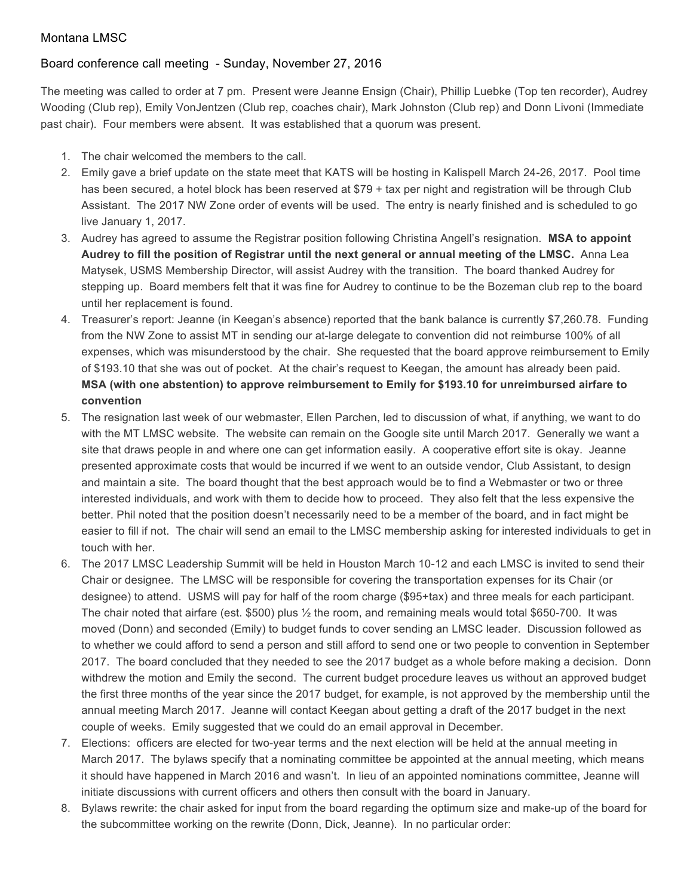Montana LMSC

Board conference call meeting - Sunday, November 27, 2016

The meeting was called to order at 7 pm. Present were Jeanne Ensign (Chair), Phillip Luebke (Top ten recorder), Audrey Wooding (Club rep), Emily VonJentzen (Club rep, coaches chair), Mark Johnston (Club rep) and Donn Livoni (Immediate past chair). Four members were absent. It was established that a quorum was present.

1. The chair welcomed the members to the call.
2. Emily gave a brief update on the state meet that KATS will be hosting in Kalispell March 24-26, 2017. Pool time has been secured, a hotel block has been reserved at $79 + tax per night and registration will be through Club Assistant. The 2017 NW Zone order of events will be used. The entry is nearly finished and is scheduled to go live January 1, 2017.
3. Audrey has agreed to assume the Registrar position following Christina Angell's resignation. **MSA to appoint Audrey to fill the position of Registrar until the next general or annual meeting of the LMSC.** Anna Lea Matysek, USMS Membership Director, will assist Audrey with the transition. The board thanked Audrey for stepping up. Board members felt that it was fine for Audrey to continue to be the Bozeman club rep to the board until her replacement is found.
4. Treasurer's report: Jeanne (in Keegan's absence) reported that the bank balance is currently $7,260.78. Funding from the NW Zone to assist MT in sending our at-large delegate to convention did not reimburse 100% of all expenses, which was misunderstood by the chair. She requested that the board approve reimbursement to Emily of $193.10 that she was out of pocket. At the chair's request to Keegan, the amount has already been paid. **MSA (with one abstention) to approve reimbursement to Emily for $193.10 for unreimbursed airfare to convention**
5. The resignation last week of our webmaster, Ellen Parchen, led to discussion of what, if anything, we want to do with the MT LMSC website. The website can remain on the Google site until March 2017. Generally we want a site that draws people in and where one can get information easily. A cooperative effort site is okay. Jeanne presented approximate costs that would be incurred if we went to an outside vendor, Club Assistant, to design and maintain a site. The board thought that the best approach would be to find a Webmaster or two or three interested individuals, and work with them to decide how to proceed. They also felt that the less expensive the better. Phil noted that the position doesn't necessarily need to be a member of the board, and in fact might be easier to fill if not. The chair will send an email to the LMSC membership asking for interested individuals to get in touch with her.
6. The 2017 LMSC Leadership Summit will be held in Houston March 10-12 and each LMSC is invited to send their Chair or designee. The LMSC will be responsible for covering the transportation expenses for its Chair (or designee) to attend. USMS will pay for half of the room charge ($95+tax) and three meals for each participant. The chair noted that airfare (est. $500) plus ½ the room, and remaining meals would total $650-700. It was moved (Donn) and seconded (Emily) to budget funds to cover sending an LMSC leader. Discussion followed as to whether we could afford to send a person and still afford to send one or two people to convention in September 2017. The board concluded that they needed to see the 2017 budget as a whole before making a decision. Donn withdrew the motion and Emily the second. The current budget procedure leaves us without an approved budget the first three months of the year since the 2017 budget, for example, is not approved by the membership until the annual meeting March 2017. Jeanne will contact Keegan about getting a draft of the 2017 budget in the next couple of weeks. Emily suggested that we could do an email approval in December.
7. Elections: officers are elected for two-year terms and the next election will be held at the annual meeting in March 2017. The bylaws specify that a nominating committee be appointed at the annual meeting, which means it should have happened in March 2016 and wasn't. In lieu of an appointed nominations committee, Jeanne will initiate discussions with current officers and others then consult with the board in January.
8. Bylaws rewrite: the chair asked for input from the board regarding the optimum size and make-up of the board for the subcommittee working on the rewrite (Donn, Dick, Jeanne). In no particular order: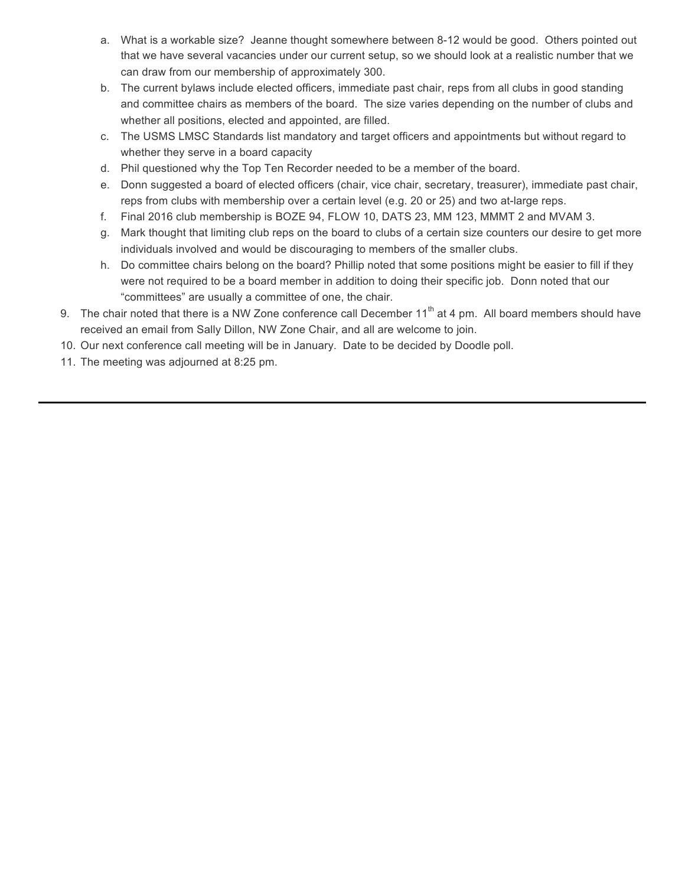a. What is a workable size? Jeanne thought somewhere between 8-12 would be good. Others pointed out that we have several vacancies under our current setup, so we should look at a realistic number that we can draw from our membership of approximately 300.
   b. The current bylaws include elected officers, immediate past chair, reps from all clubs in good standing and committee chairs as members of the board. The size varies depending on the number of clubs and whether all positions, elected and appointed, are filled.
   c. The USMS LMSC Standards list mandatory and target officers and appointments but without regard to whether they serve in a board capacity
   d. Phil questioned why the Top Ten Recorder needed to be a member of the board.
   e. Donn suggested a board of elected officers (chair, vice chair, secretary, treasurer), immediate past chair, reps from clubs with membership over a certain level (e.g. 20 or 25) and two at-large reps.
   f. Final 2016 club membership is BOZE 94, FLOW 10, DATS 23, MM 123, MMMT 2 and MVAM 3.
   g. Mark thought that limiting club reps on the board to clubs of a certain size counters our desire to get more individuals involved and would be discouraging to members of the smaller clubs.
   h. Do committee chairs belong on the board? Phillip noted that some positions might be easier to fill if they were not required to be a board member in addition to doing their specific job. Donn noted that our "committees" are usually a committee of one, the chair.

9. The chair noted that there is a NW Zone conference call December 11th at 4 pm. All board members should have received an email from Sally Dillon, NW Zone Chair, and all are welcome to join.
10. Our next conference call meeting will be in January. Date to be decided by Doodle poll.
11. The meeting was adjourned at 8:25 pm.

---